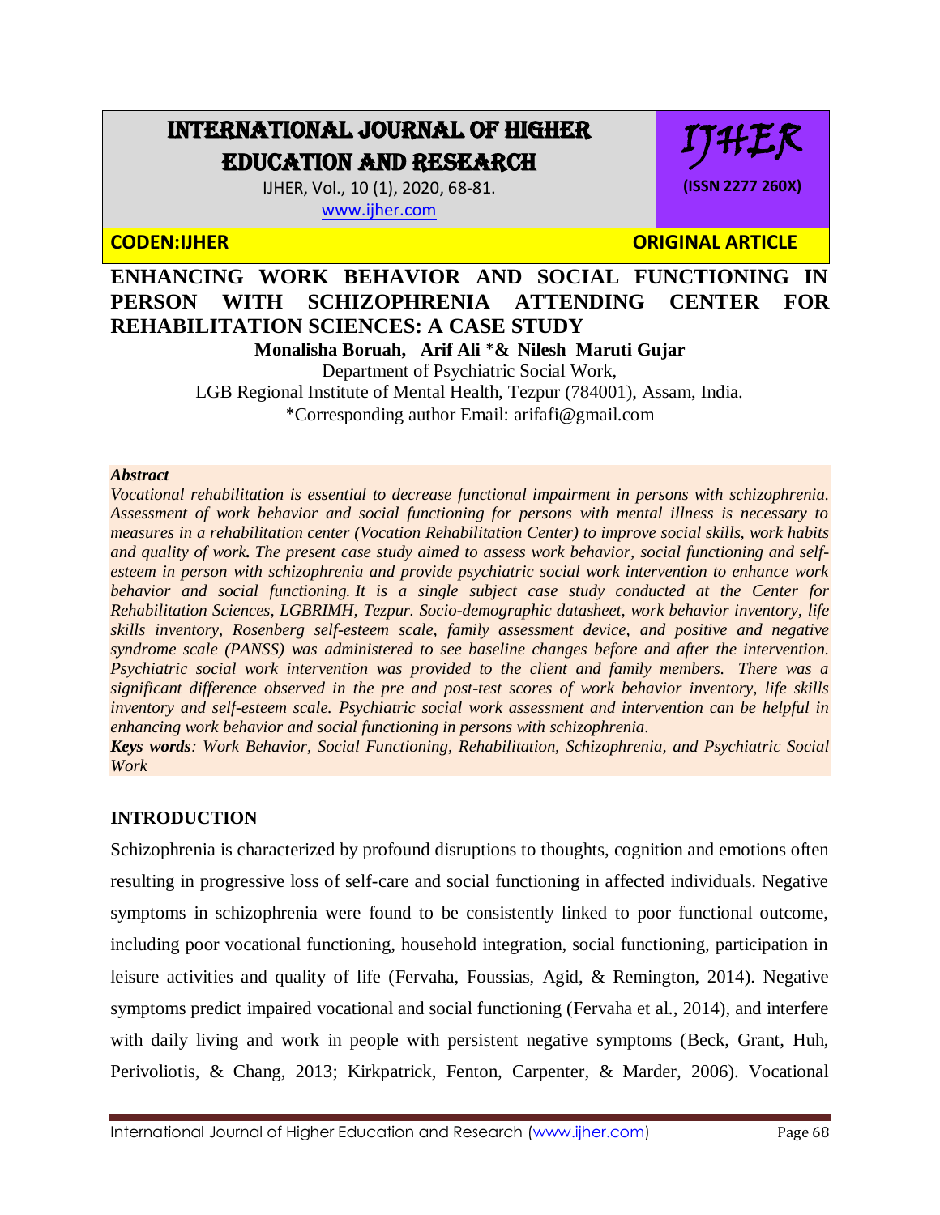# ENHANCING WORK BEHAVIOR AND SOCIAL FUNCTIONING IN PERSON WITH SCHIZOPHRENIA ATTENDING CENTER FOR REHABILITATION SCIENCES: A CASE STUDY

**Monalisha Boruah, Arif Ali \*& Nilesh Maruti Gujar**

Department of Psychiatric Social Work,

LGB Regional Institute of Mental Health, Tezpur (784001), Assam, India.

\*Corresponding author Email: arifafi@gmail.com

***Abstract***

*Vocational rehabilitation is essential to decrease functional impairment in persons with schizophrenia. Assessment of work behavior and social functioning for persons with mental illness is necessary to measures in a rehabilitation center (Vocation Rehabilitation Center) to improve social skills, work habits and quality of work. The present case study aimed to assess work behavior, social functioning and self-esteem in person with schizophrenia and provide psychiatric social work intervention to enhance work behavior and social functioning. It is a single subject case study conducted at the Center for Rehabilitation Sciences, LGBRIMH, Tezpur. Socio-demographic datasheet, work behavior inventory, life skills inventory, Rosenberg self-esteem scale, family assessment device, and positive and negative syndrome scale (PANSS) was administered to see baseline changes before and after the intervention. Psychiatric social work intervention was provided to the client and family members. There was a significant difference observed in the pre and post-test scores of work behavior inventory, life skills inventory and self-esteem scale. Psychiatric social work assessment and intervention can be helpful in enhancing work behavior and social functioning in persons with schizophrenia.*

***Keys words****: Work Behavior, Social Functioning, Rehabilitation, Schizophrenia, and Psychiatric Social Work*

## INTRODUCTION

Schizophrenia is characterized by profound disruptions to thoughts, cognition and emotions often resulting in progressive loss of self-care and social functioning in affected individuals. Negative symptoms in schizophrenia were found to be consistently linked to poor functional outcome, including poor vocational functioning, household integration, social functioning, participation in leisure activities and quality of life (Fervaha, Foussias, Agid, & Remington, 2014). Negative symptoms predict impaired vocational and social functioning (Fervaha et al., 2014), and interfere with daily living and work in people with persistent negative symptoms (Beck, Grant, Huh, Perivoliotis, & Chang, 2013; Kirkpatrick, Fenton, Carpenter, & Marder, 2006). Vocational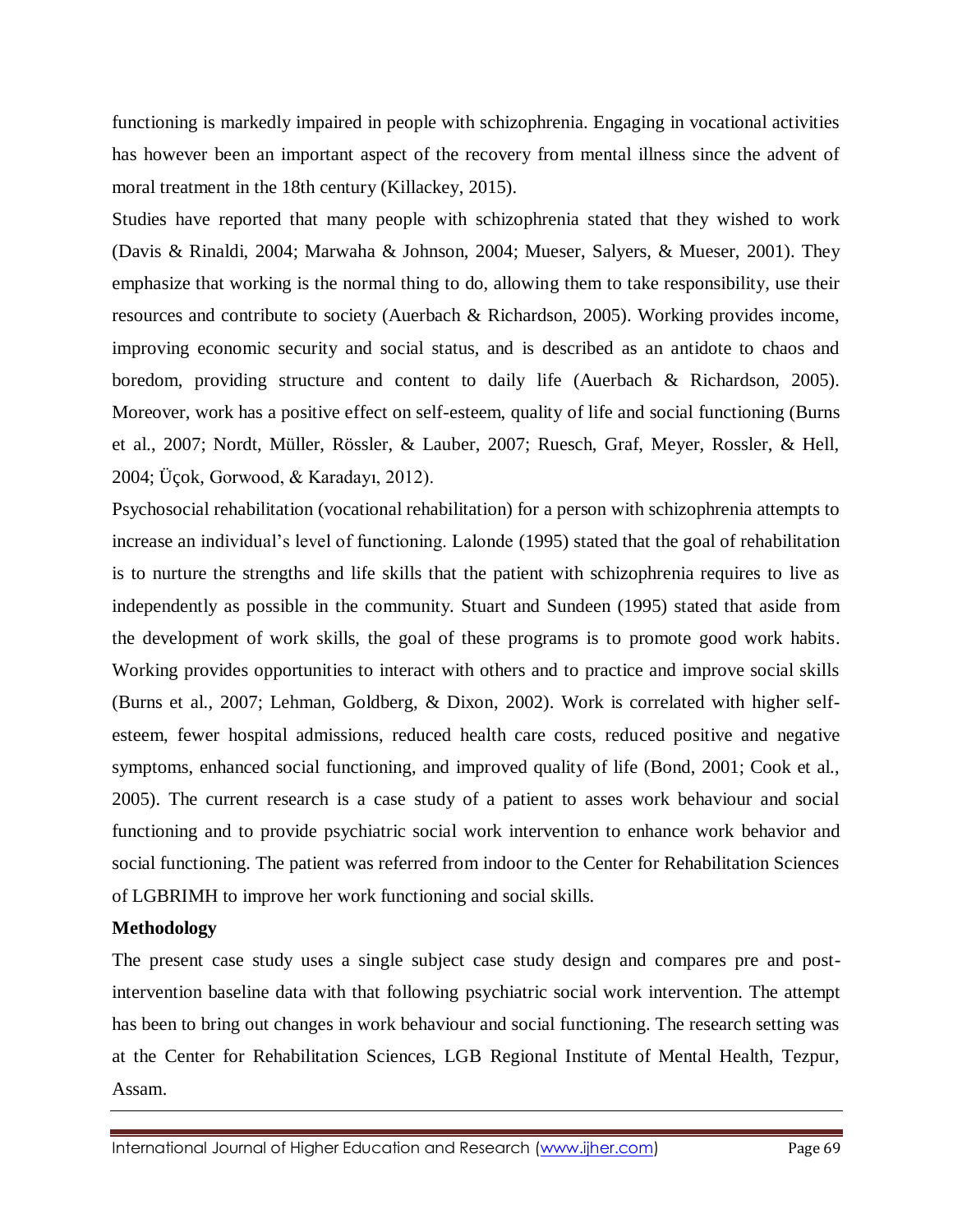functioning is markedly impaired in people with schizophrenia. Engaging in vocational activities has however been an important aspect of the recovery from mental illness since the advent of moral treatment in the 18th century (Killackey, 2015).

Studies have reported that many people with schizophrenia stated that they wished to work (Davis & Rinaldi, 2004; Marwaha & Johnson, 2004; Mueser, Salyers, & Mueser, 2001). They emphasize that working is the normal thing to do, allowing them to take responsibility, use their resources and contribute to society (Auerbach & Richardson, 2005). Working provides income, improving economic security and social status, and is described as an antidote to chaos and boredom, providing structure and content to daily life (Auerbach & Richardson, 2005). Moreover, work has a positive effect on self-esteem, quality of life and social functioning (Burns et al., 2007; Nordt, Müller, Rössler, & Lauber, 2007; Ruesch, Graf, Meyer, Rossler, & Hell, 2004; Üçok, Gorwood, & Karadayı, 2012).

Psychosocial rehabilitation (vocational rehabilitation) for a person with schizophrenia attempts to increase an individual's level of functioning. Lalonde (1995) stated that the goal of rehabilitation is to nurture the strengths and life skills that the patient with schizophrenia requires to live as independently as possible in the community. Stuart and Sundeen (1995) stated that aside from the development of work skills, the goal of these programs is to promote good work habits. Working provides opportunities to interact with others and to practice and improve social skills (Burns et al., 2007; Lehman, Goldberg, & Dixon, 2002). Work is correlated with higher self-esteem, fewer hospital admissions, reduced health care costs, reduced positive and negative symptoms, enhanced social functioning, and improved quality of life (Bond, 2001; Cook et al., 2005). The current research is a case study of a patient to asses work behaviour and social functioning and to provide psychiatric social work intervention to enhance work behavior and social functioning. The patient was referred from indoor to the Center for Rehabilitation Sciences of LGBRIMH to improve her work functioning and social skills.

**Methodology**

The present case study uses a single subject case study design and compares pre and post-intervention baseline data with that following psychiatric social work intervention. The attempt has been to bring out changes in work behaviour and social functioning. The research setting was at the Center for Rehabilitation Sciences, LGB Regional Institute of Mental Health, Tezpur, Assam.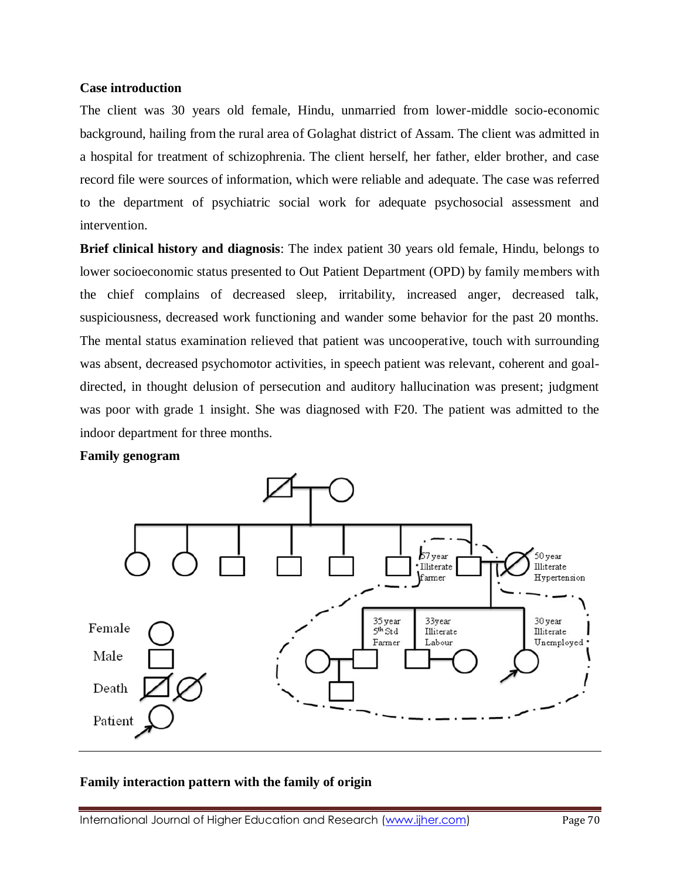**Case introduction**

The client was 30 years old female, Hindu, unmarried from lower-middle socio-economic background, hailing from the rural area of Golaghat district of Assam. The client was admitted in a hospital for treatment of schizophrenia. The client herself, her father, elder brother, and case record file were sources of information, which were reliable and adequate. The case was referred to the department of psychiatric social work for adequate psychosocial assessment and intervention.

**Brief clinical history and diagnosis**: The index patient 30 years old female, Hindu, belongs to lower socioeconomic status presented to Out Patient Department (OPD) by family members with the chief complains of decreased sleep, irritability, increased anger, decreased talk, suspiciousness, decreased work functioning and wander some behavior for the past 20 months. The mental status examination relieved that patient was uncooperative, touch with surrounding was absent, decreased psychomotor activities, in speech patient was relevant, coherent and goal-directed, in thought delusion of persecution and auditory hallucination was present; judgment was poor with grade 1 insight. She was diagnosed with F20. The patient was admitted to the indoor department for three months.

**Family genogram**

57 year Illiterate farmer

50 year Illiterate Hypertension

35 year 5th Std Farmer

33year Illiterate Labour

30 year Illiterate Unemployed

Female

Male

Death

Patient

**Family interaction pattern with the family of origin**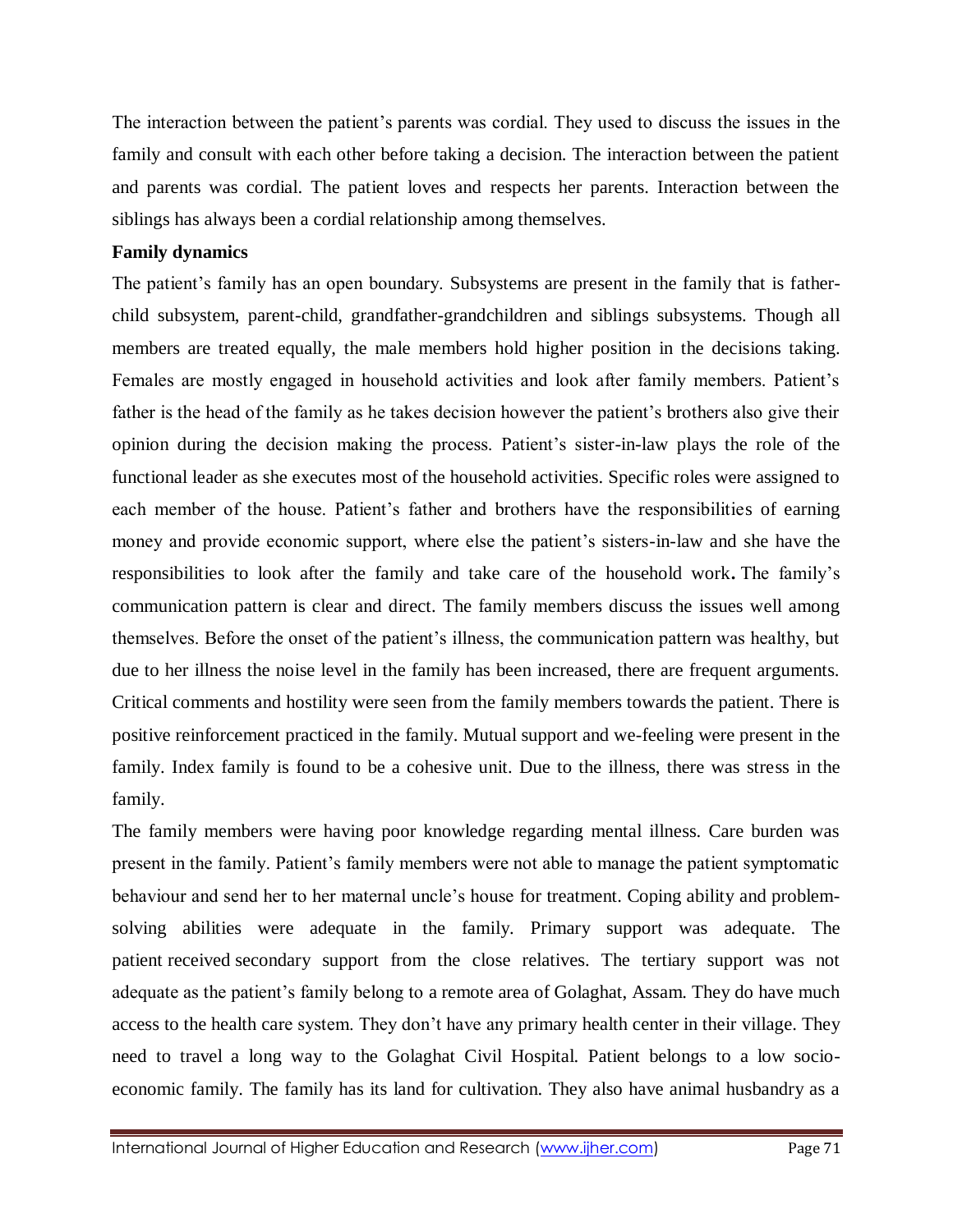The interaction between the patient's parents was cordial. They used to discuss the issues in the family and consult with each other before taking a decision. The interaction between the patient and parents was cordial. The patient loves and respects her parents. Interaction between the siblings has always been a cordial relationship among themselves.

**Family dynamics**

The patient's family has an open boundary. Subsystems are present in the family that is father-child subsystem, parent-child, grandfather-grandchildren and siblings subsystems. Though all members are treated equally, the male members hold higher position in the decisions taking. Females are mostly engaged in household activities and look after family members. Patient's father is the head of the family as he takes decision however the patient's brothers also give their opinion during the decision making the process. Patient's sister-in-law plays the role of the functional leader as she executes most of the household activities. Specific roles were assigned to each member of the house. Patient's father and brothers have the responsibilities of earning money and provide economic support, where else the patient's sisters-in-law and she have the responsibilities to look after the family and take care of the household work**.** The family's communication pattern is clear and direct. The family members discuss the issues well among themselves. Before the onset of the patient's illness, the communication pattern was healthy, but due to her illness the noise level in the family has been increased, there are frequent arguments. Critical comments and hostility were seen from the family members towards the patient. There is positive reinforcement practiced in the family. Mutual support and we-feeling were present in the family. Index family is found to be a cohesive unit. Due to the illness, there was stress in the family.

The family members were having poor knowledge regarding mental illness. Care burden was present in the family. Patient's family members were not able to manage the patient symptomatic behaviour and send her to her maternal uncle's house for treatment. Coping ability and problem-solving abilities were adequate in the family. Primary support was adequate. The patient received secondary support from the close relatives. The tertiary support was not adequate as the patient's family belong to a remote area of Golaghat, Assam. They do have much access to the health care system. They don't have any primary health center in their village. They need to travel a long way to the Golaghat Civil Hospital. Patient belongs to a low socio-economic family. The family has its land for cultivation. They also have animal husbandry as a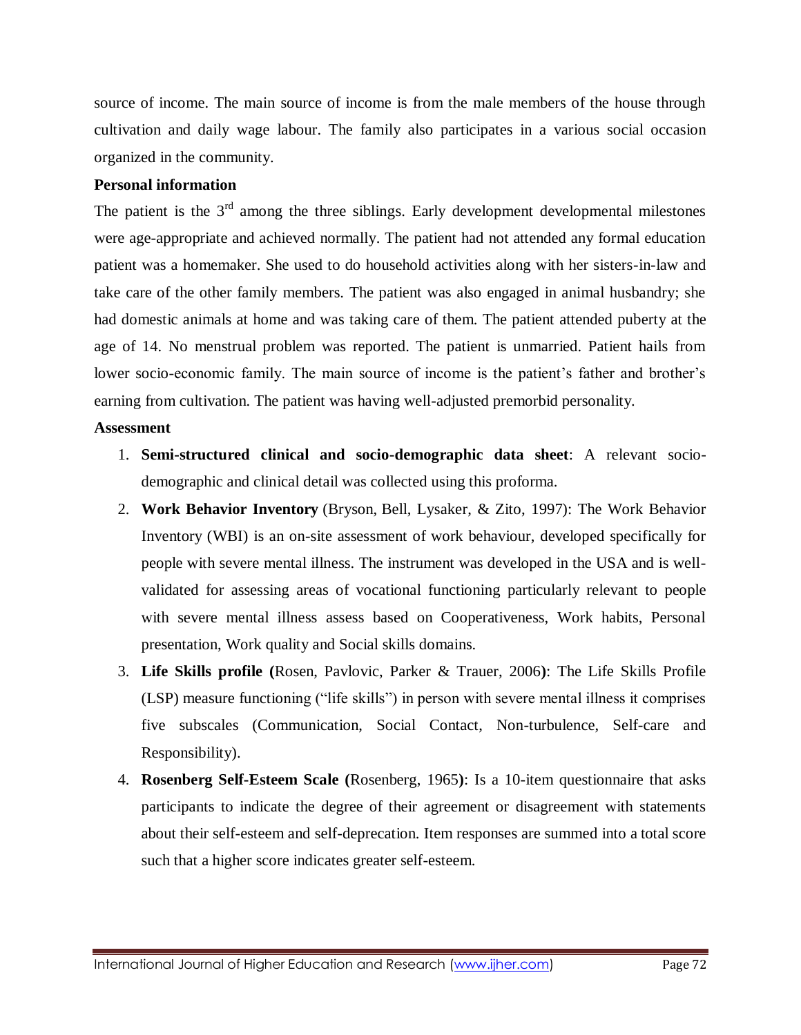source of income. The main source of income is from the male members of the house through cultivation and daily wage labour. The family also participates in a various social occasion organized in the community.

**Personal information**

The patient is the 3rd among the three siblings. Early development developmental milestones were age-appropriate and achieved normally. The patient had not attended any formal education patient was a homemaker. She used to do household activities along with her sisters-in-law and take care of the other family members. The patient was also engaged in animal husbandry; she had domestic animals at home and was taking care of them. The patient attended puberty at the age of 14. No menstrual problem was reported. The patient is unmarried. Patient hails from lower socio-economic family. The main source of income is the patient's father and brother's earning from cultivation. The patient was having well-adjusted premorbid personality.

**Assessment**

1. **Semi-structured clinical and socio-demographic data sheet**: A relevant socio-demographic and clinical detail was collected using this proforma.
2. **Work Behavior Inventory** (Bryson, Bell, Lysaker, & Zito, 1997): The Work Behavior Inventory (WBI) is an on-site assessment of work behaviour, developed specifically for people with severe mental illness. The instrument was developed in the USA and is well-validated for assessing areas of vocational functioning particularly relevant to people with severe mental illness assess based on Cooperativeness, Work habits, Personal presentation, Work quality and Social skills domains.
3. **Life Skills profile (**Rosen, Pavlovic, Parker & Trauer, 2006**)**: The Life Skills Profile (LSP) measure functioning ("life skills") in person with severe mental illness it comprises five subscales (Communication, Social Contact, Non-turbulence, Self-care and Responsibility).
4. **Rosenberg Self-Esteem Scale (**Rosenberg, 1965**)**: Is a 10-item questionnaire that asks participants to indicate the degree of their agreement or disagreement with statements about their self-esteem and self-deprecation. Item responses are summed into a total score such that a higher score indicates greater self-esteem.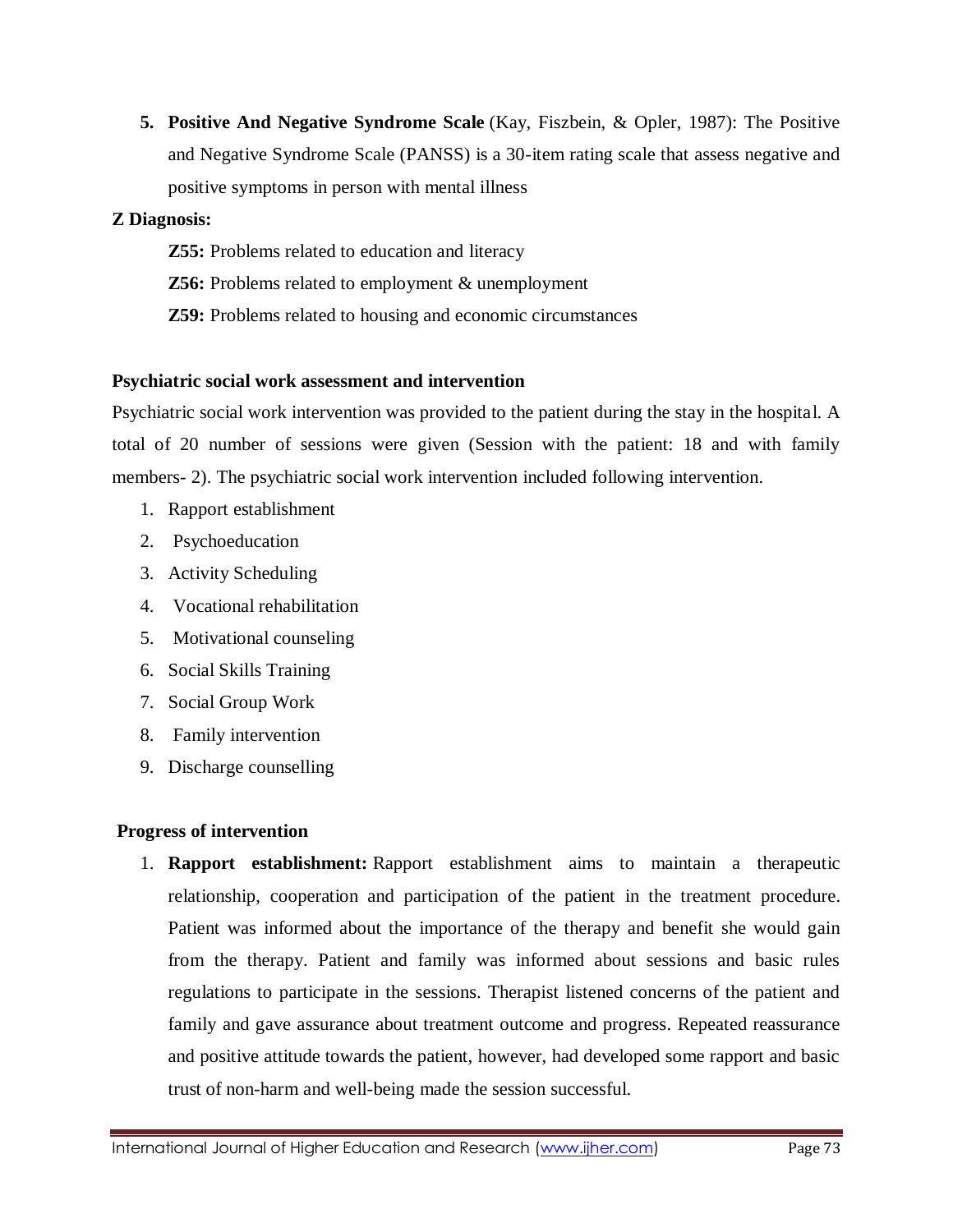5. **Positive And Negative Syndrome Scale** (Kay, Fiszbein, & Opler, 1987): The Positive and Negative Syndrome Scale (PANSS) is a 30-item rating scale that assess negative and positive symptoms in person with mental illness

**Z Diagnosis:**

**Z55:** Problems related to education and literacy

**Z56:** Problems related to employment & unemployment

**Z59:** Problems related to housing and economic circumstances

**Psychiatric social work assessment and intervention**

Psychiatric social work intervention was provided to the patient during the stay in the hospital. A total of 20 number of sessions were given (Session with the patient: 18 and with family members- 2). The psychiatric social work intervention included following intervention.

1. Rapport establishment
2. Psychoeducation
3. Activity Scheduling
4. Vocational rehabilitation
5. Motivational counseling
6. Social Skills Training
7. Social Group Work
8. Family intervention
9. Discharge counselling

**Progress of intervention**

1. **Rapport establishment:** Rapport establishment aims to maintain a therapeutic relationship, cooperation and participation of the patient in the treatment procedure. Patient was informed about the importance of the therapy and benefit she would gain from the therapy. Patient and family was informed about sessions and basic rules regulations to participate in the sessions. Therapist listened concerns of the patient and family and gave assurance about treatment outcome and progress. Repeated reassurance and positive attitude towards the patient, however, had developed some rapport and basic trust of non-harm and well-being made the session successful.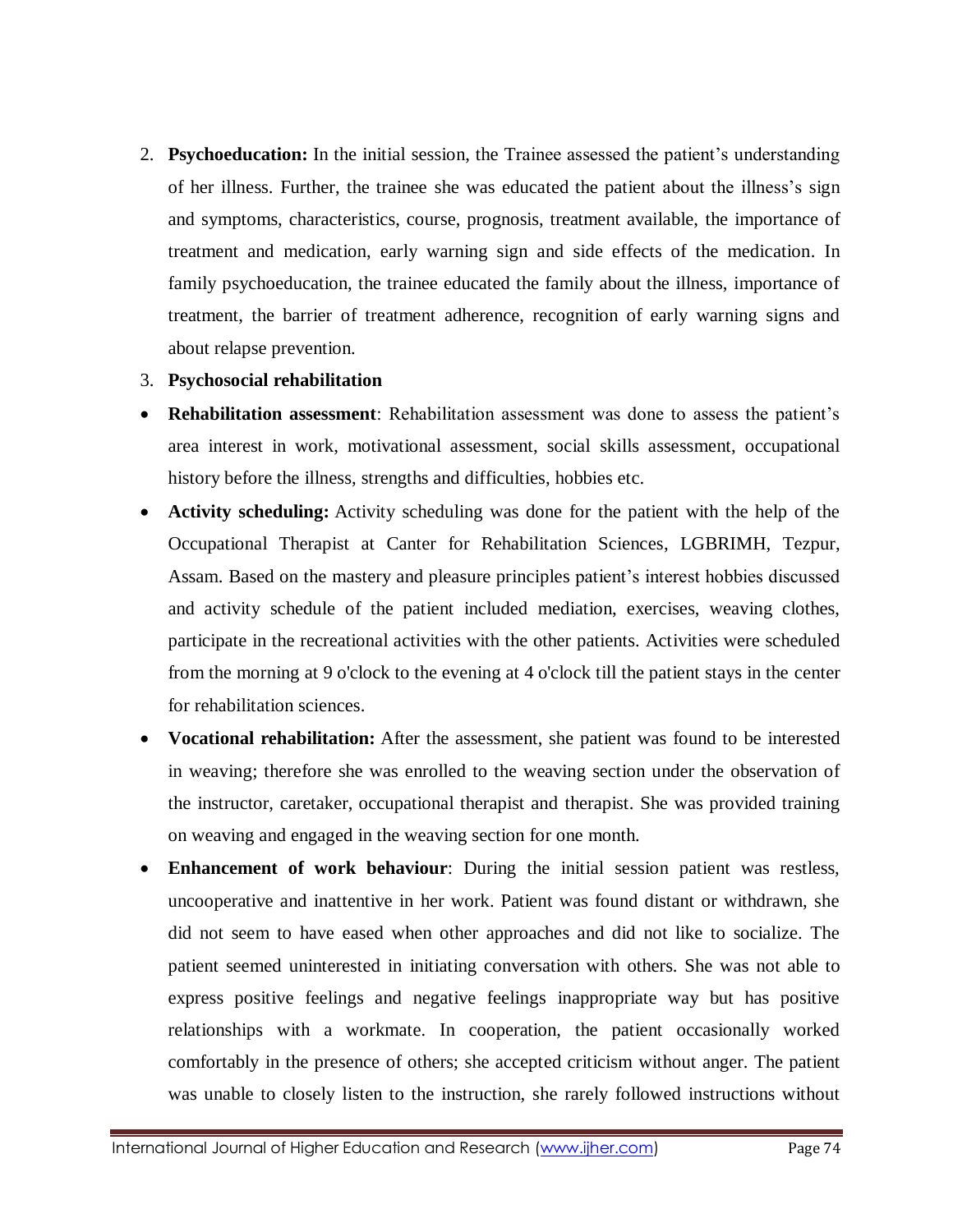2. **Psychoeducation:** In the initial session, the Trainee assessed the patient's understanding of her illness. Further, the trainee she was educated the patient about the illness's sign and symptoms, characteristics, course, prognosis, treatment available, the importance of treatment and medication, early warning sign and side effects of the medication. In family psychoeducation, the trainee educated the family about the illness, importance of treatment, the barrier of treatment adherence, recognition of early warning signs and about relapse prevention.
3. **Psychosocial rehabilitation**

- **Rehabilitation assessment**: Rehabilitation assessment was done to assess the patient's area interest in work, motivational assessment, social skills assessment, occupational history before the illness, strengths and difficulties, hobbies etc.
- **Activity scheduling:** Activity scheduling was done for the patient with the help of the Occupational Therapist at Canter for Rehabilitation Sciences, LGBRIMH, Tezpur, Assam. Based on the mastery and pleasure principles patient's interest hobbies discussed and activity schedule of the patient included mediation, exercises, weaving clothes, participate in the recreational activities with the other patients. Activities were scheduled from the morning at 9 o'clock to the evening at 4 o'clock till the patient stays in the center for rehabilitation sciences.
- **Vocational rehabilitation:** After the assessment, she patient was found to be interested in weaving; therefore she was enrolled to the weaving section under the observation of the instructor, caretaker, occupational therapist and therapist. She was provided training on weaving and engaged in the weaving section for one month.
- **Enhancement of work behaviour**: During the initial session patient was restless, uncooperative and inattentive in her work. Patient was found distant or withdrawn, she did not seem to have eased when other approaches and did not like to socialize. The patient seemed uninterested in initiating conversation with others. She was not able to express positive feelings and negative feelings inappropriate way but has positive relationships with a workmate. In cooperation, the patient occasionally worked comfortably in the presence of others; she accepted criticism without anger. The patient was unable to closely listen to the instruction, she rarely followed instructions without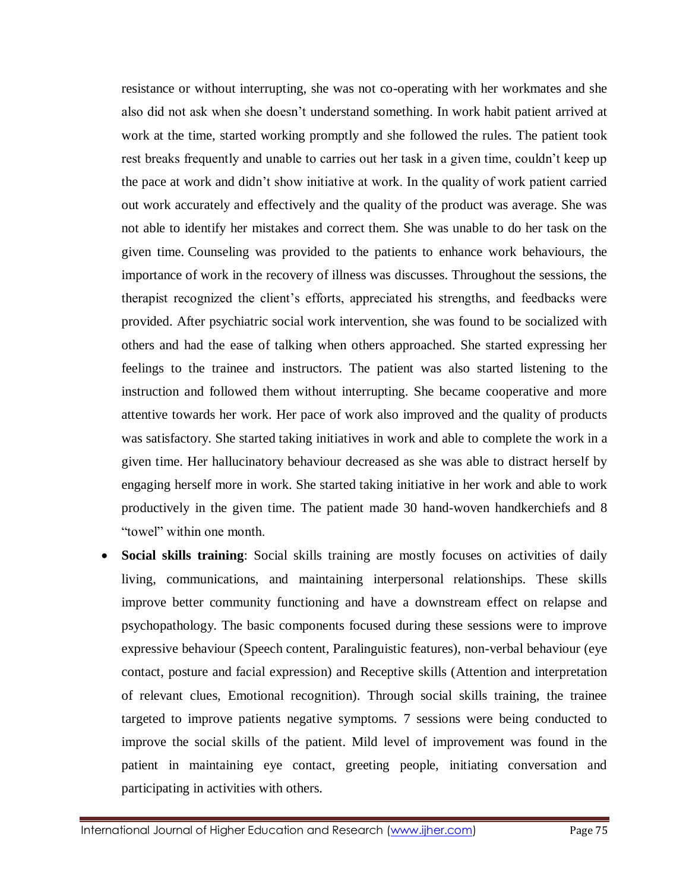resistance or without interrupting, she was not co-operating with her workmates and she also did not ask when she doesn't understand something. In work habit patient arrived at work at the time, started working promptly and she followed the rules. The patient took rest breaks frequently and unable to carries out her task in a given time, couldn't keep up the pace at work and didn't show initiative at work. In the quality of work patient carried out work accurately and effectively and the quality of the product was average. She was not able to identify her mistakes and correct them. She was unable to do her task on the given time. Counseling was provided to the patients to enhance work behaviours, the importance of work in the recovery of illness was discusses. Throughout the sessions, the therapist recognized the client's efforts, appreciated his strengths, and feedbacks were provided. After psychiatric social work intervention, she was found to be socialized with others and had the ease of talking when others approached. She started expressing her feelings to the trainee and instructors. The patient was also started listening to the instruction and followed them without interrupting. She became cooperative and more attentive towards her work. Her pace of work also improved and the quality of products was satisfactory. She started taking initiatives in work and able to complete the work in a given time. Her hallucinatory behaviour decreased as she was able to distract herself by engaging herself more in work. She started taking initiative in her work and able to work productively in the given time. The patient made 30 hand-woven handkerchiefs and 8 "towel" within one month.

- **Social skills training**: Social skills training are mostly focuses on activities of daily living, communications, and maintaining interpersonal relationships. These skills improve better community functioning and have a downstream effect on relapse and psychopathology. The basic components focused during these sessions were to improve expressive behaviour (Speech content, Paralinguistic features), non-verbal behaviour (eye contact, posture and facial expression) and Receptive skills (Attention and interpretation of relevant clues, Emotional recognition). Through social skills training, the trainee targeted to improve patients negative symptoms. 7 sessions were being conducted to improve the social skills of the patient. Mild level of improvement was found in the patient in maintaining eye contact, greeting people, initiating conversation and participating in activities with others.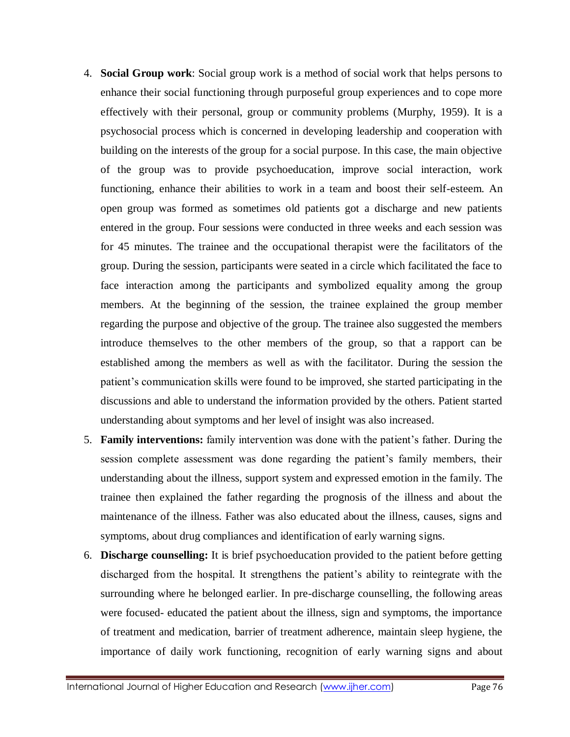4. **Social Group work**: Social group work is a method of social work that helps persons to enhance their social functioning through purposeful group experiences and to cope more effectively with their personal, group or community problems (Murphy, 1959). It is a psychosocial process which is concerned in developing leadership and cooperation with building on the interests of the group for a social purpose. In this case, the main objective of the group was to provide psychoeducation, improve social interaction, work functioning, enhance their abilities to work in a team and boost their self-esteem. An open group was formed as sometimes old patients got a discharge and new patients entered in the group. Four sessions were conducted in three weeks and each session was for 45 minutes. The trainee and the occupational therapist were the facilitators of the group. During the session, participants were seated in a circle which facilitated the face to face interaction among the participants and symbolized equality among the group members. At the beginning of the session, the trainee explained the group member regarding the purpose and objective of the group. The trainee also suggested the members introduce themselves to the other members of the group, so that a rapport can be established among the members as well as with the facilitator. During the session the patient's communication skills were found to be improved, she started participating in the discussions and able to understand the information provided by the others. Patient started understanding about symptoms and her level of insight was also increased.
5. **Family interventions:** family intervention was done with the patient's father. During the session complete assessment was done regarding the patient's family members, their understanding about the illness, support system and expressed emotion in the family. The trainee then explained the father regarding the prognosis of the illness and about the maintenance of the illness. Father was also educated about the illness, causes, signs and symptoms, about drug compliances and identification of early warning signs.
6. **Discharge counselling:** It is brief psychoeducation provided to the patient before getting discharged from the hospital. It strengthens the patient's ability to reintegrate with the surrounding where he belonged earlier. In pre-discharge counselling, the following areas were focused- educated the patient about the illness, sign and symptoms, the importance of treatment and medication, barrier of treatment adherence, maintain sleep hygiene, the importance of daily work functioning, recognition of early warning signs and about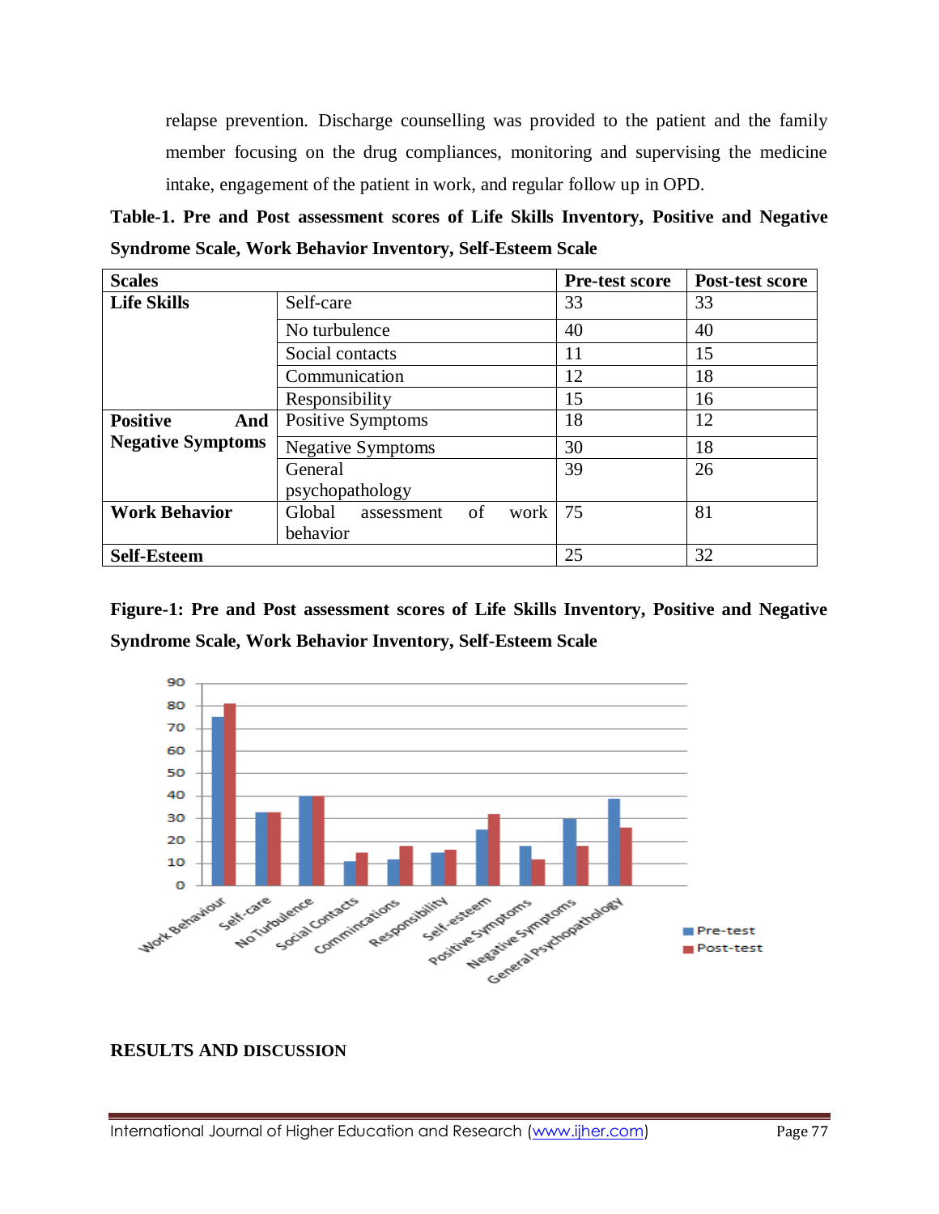relapse prevention. Discharge counselling was provided to the patient and the family member focusing on the drug compliances, monitoring and supervising the medicine intake, engagement of the patient in work, and regular follow up in OPD.

**Table-1. Pre and Post assessment scores of Life Skills Inventory, Positive and Negative Syndrome Scale, Work Behavior Inventory, Self-Esteem Scale**

| Scales | | Pre-test score | Post-test score |
|---|---|---|---|
| **Life Skills** | Self-care | 33 | 33 |
| | No turbulence | 40 | 40 |
| | Social contacts | 11 | 15 |
| | Communication | 12 | 18 |
| | Responsibility | 15 | 16 |
| **Positive And Negative Symptoms** | Positive Symptoms | 18 | 12 |
| | Negative Symptoms | 30 | 18 |
| | General psychopathology | 39 | 26 |
| **Work Behavior** | Global assessment of work behavior | 75 | 81 |
| **Self-Esteem** | | 25 | 32 |

**Figure-1: Pre and Post assessment scores of Life Skills Inventory, Positive and Negative Syndrome Scale, Work Behavior Inventory, Self-Esteem Scale**

## RESULTS AND DISCUSSION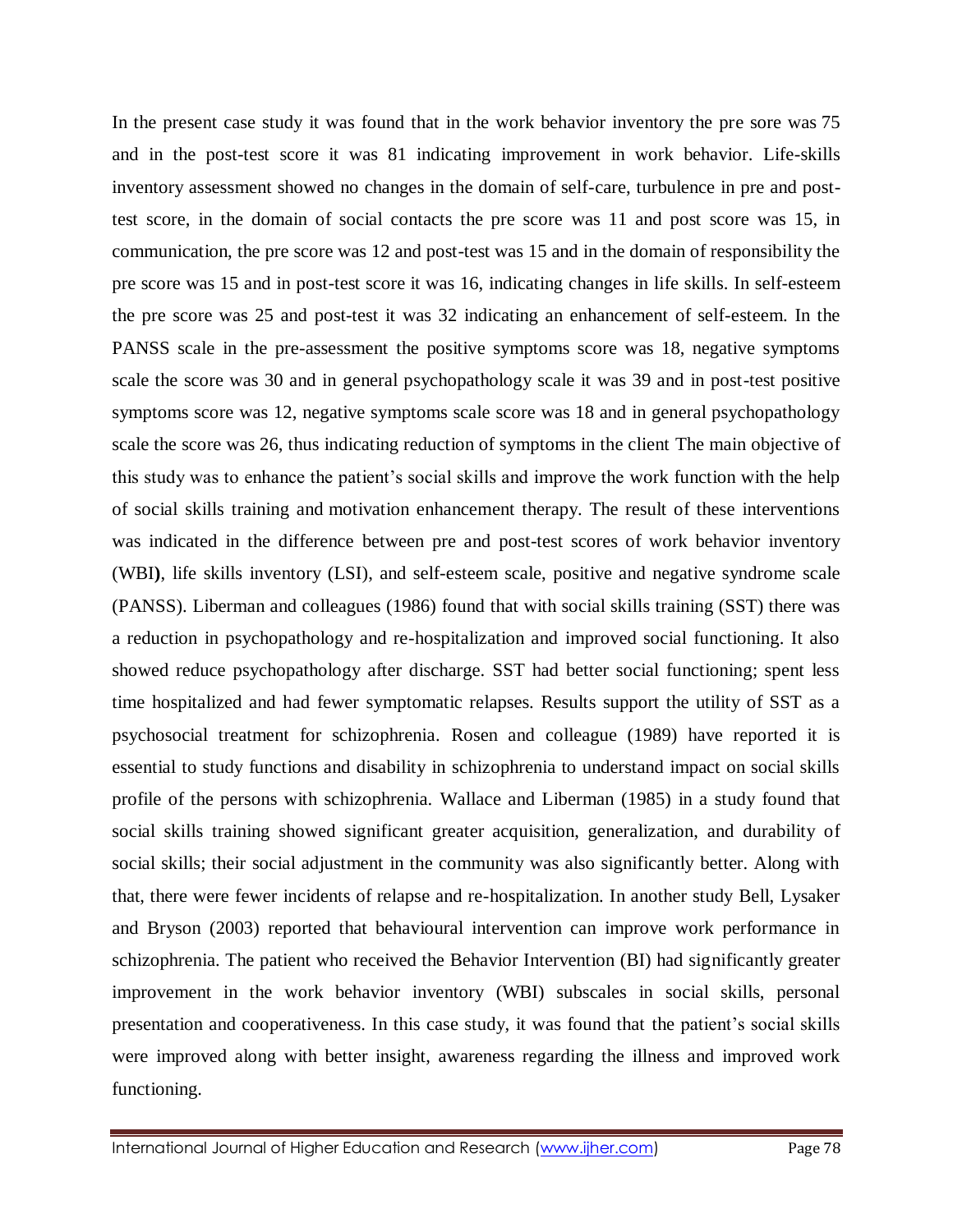In the present case study it was found that in the work behavior inventory the pre sore was 75 and in the post-test score it was 81 indicating improvement in work behavior. Life-skills inventory assessment showed no changes in the domain of self-care, turbulence in pre and post-test score, in the domain of social contacts the pre score was 11 and post score was 15, in communication, the pre score was 12 and post-test was 15 and in the domain of responsibility the pre score was 15 and in post-test score it was 16, indicating changes in life skills. In self-esteem the pre score was 25 and post-test it was 32 indicating an enhancement of self-esteem. In the PANSS scale in the pre-assessment the positive symptoms score was 18, negative symptoms scale the score was 30 and in general psychopathology scale it was 39 and in post-test positive symptoms score was 12, negative symptoms scale score was 18 and in general psychopathology scale the score was 26, thus indicating reduction of symptoms in the client The main objective of this study was to enhance the patient's social skills and improve the work function with the help of social skills training and motivation enhancement therapy. The result of these interventions was indicated in the difference between pre and post-test scores of work behavior inventory (WBI**)**, life skills inventory (LSI), and self-esteem scale, positive and negative syndrome scale (PANSS). Liberman and colleagues (1986) found that with social skills training (SST) there was a reduction in psychopathology and re-hospitalization and improved social functioning. It also showed reduce psychopathology after discharge. SST had better social functioning; spent less time hospitalized and had fewer symptomatic relapses. Results support the utility of SST as a psychosocial treatment for schizophrenia. Rosen and colleague (1989) have reported it is essential to study functions and disability in schizophrenia to understand impact on social skills profile of the persons with schizophrenia. Wallace and Liberman (1985) in a study found that social skills training showed significant greater acquisition, generalization, and durability of social skills; their social adjustment in the community was also significantly better. Along with that, there were fewer incidents of relapse and re-hospitalization. In another study Bell, Lysaker and Bryson (2003) reported that behavioural intervention can improve work performance in schizophrenia. The patient who received the Behavior Intervention (BI) had significantly greater improvement in the work behavior inventory (WBI) subscales in social skills, personal presentation and cooperativeness. In this case study, it was found that the patient's social skills were improved along with better insight, awareness regarding the illness and improved work functioning.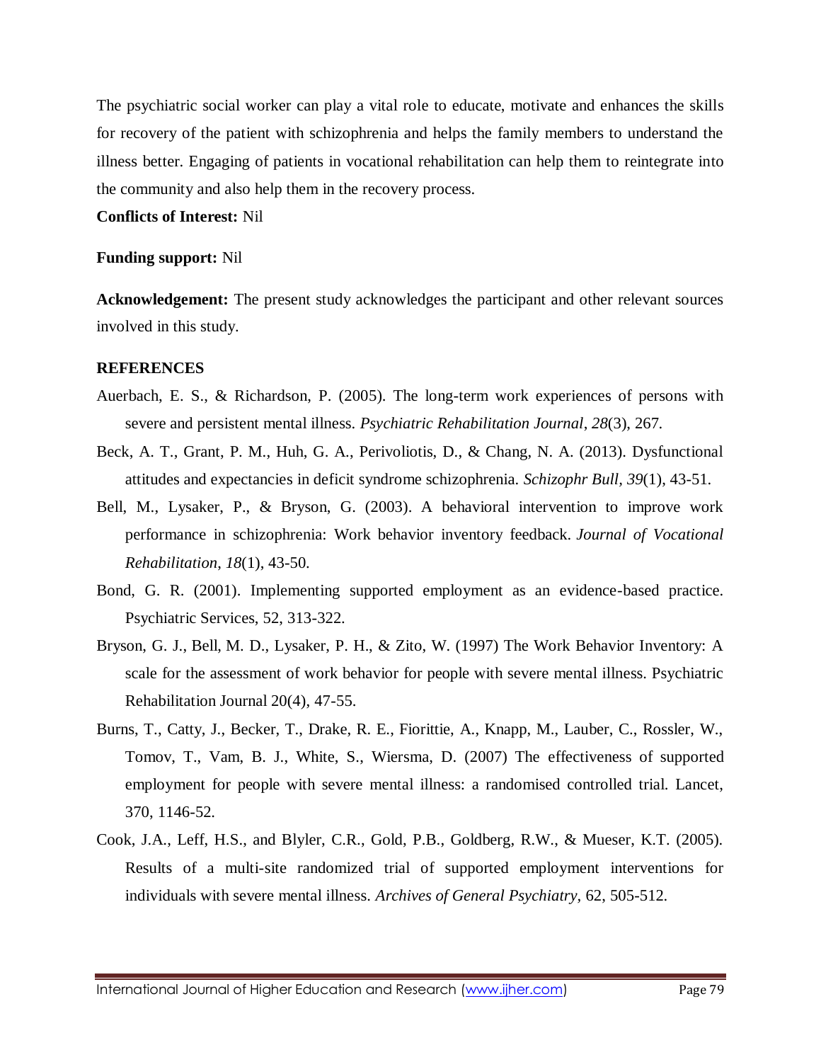The psychiatric social worker can play a vital role to educate, motivate and enhances the skills for recovery of the patient with schizophrenia and helps the family members to understand the illness better. Engaging of patients in vocational rehabilitation can help them to reintegrate into the community and also help them in the recovery process.

**Conflicts of Interest:** Nil

**Funding support:** Nil

**Acknowledgement:** The present study acknowledges the participant and other relevant sources involved in this study.

**REFERENCES**

Auerbach, E. S., & Richardson, P. (2005). The long-term work experiences of persons with severe and persistent mental illness. *Psychiatric Rehabilitation Journal*, *28*(3), 267.

Beck, A. T., Grant, P. M., Huh, G. A., Perivoliotis, D., & Chang, N. A. (2013). Dysfunctional attitudes and expectancies in deficit syndrome schizophrenia. *Schizophr Bull, 39*(1), 43-51.

Bell, M., Lysaker, P., & Bryson, G. (2003). A behavioral intervention to improve work performance in schizophrenia: Work behavior inventory feedback. *Journal of Vocational Rehabilitation*, *18*(1), 43-50.

Bond, G. R. (2001). Implementing supported employment as an evidence-based practice. Psychiatric Services, 52, 313-322.

Bryson, G. J., Bell, M. D., Lysaker, P. H., & Zito, W. (1997) The Work Behavior Inventory: A scale for the assessment of work behavior for people with severe mental illness. Psychiatric Rehabilitation Journal 20(4), 47-55.

Burns, T., Catty, J., Becker, T., Drake, R. E., Fiorittie, A., Knapp, M., Lauber, C., Rossler, W., Tomov, T., Vam, B. J., White, S., Wiersma, D. (2007) The effectiveness of supported employment for people with severe mental illness: a randomised controlled trial. Lancet, 370, 1146-52.

Cook, J.A., Leff, H.S., and Blyler, C.R., Gold, P.B., Goldberg, R.W., & Mueser, K.T. (2005). Results of a multi-site randomized trial of supported employment interventions for individuals with severe mental illness. *Archives of General Psychiatry*, 62, 505-512.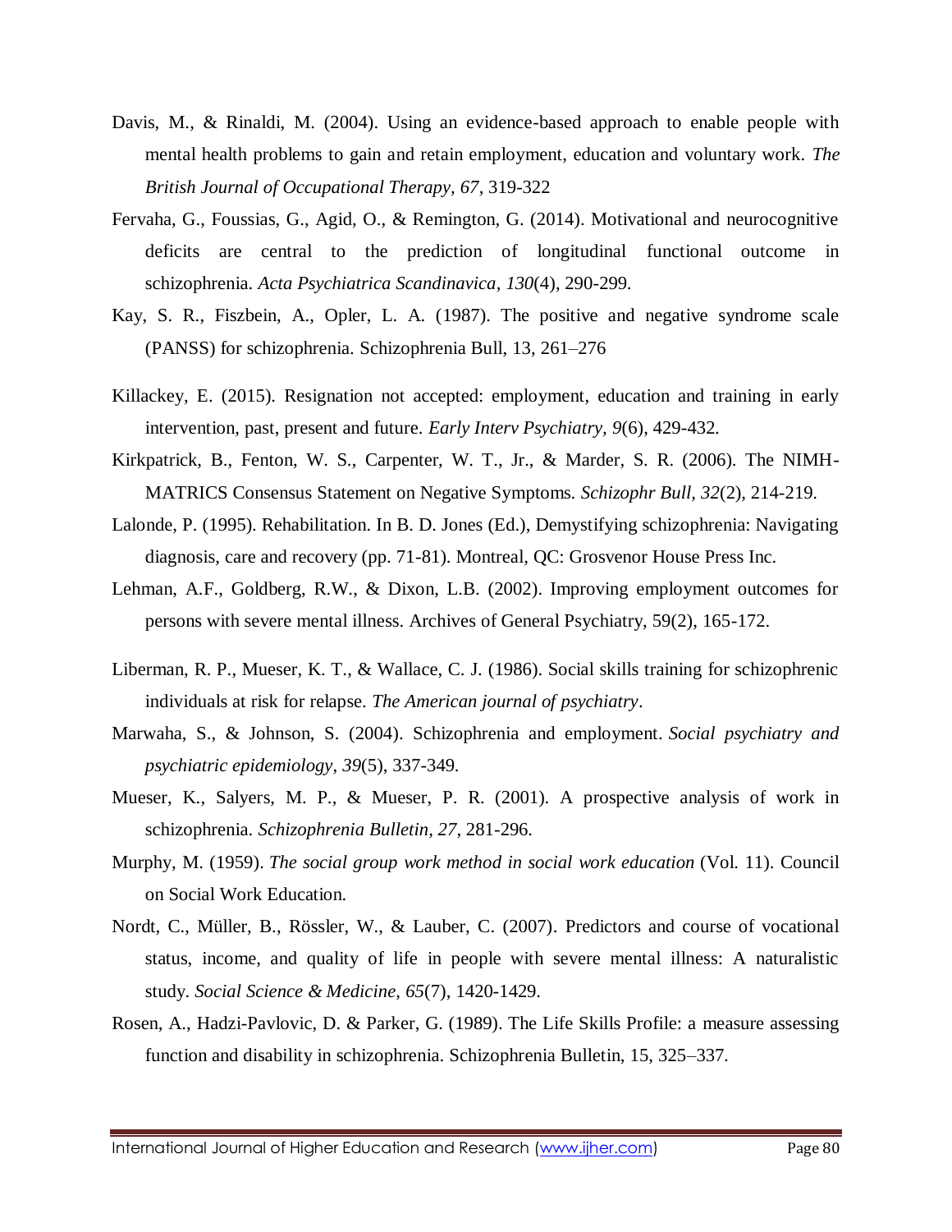Davis, M., & Rinaldi, M. (2004). Using an evidence-based approach to enable people with mental health problems to gain and retain employment, education and voluntary work. *The British Journal of Occupational Therapy, 67*, 319-322

Fervaha, G., Foussias, G., Agid, O., & Remington, G. (2014). Motivational and neurocognitive deficits are central to the prediction of longitudinal functional outcome in schizophrenia. *Acta Psychiatrica Scandinavica*, *130*(4), 290-299.

Kay, S. R., Fiszbein, A., Opler, L. A. (1987). The positive and negative syndrome scale (PANSS) for schizophrenia. Schizophrenia Bull, 13, 261–276

Killackey, E. (2015). Resignation not accepted: employment, education and training in early intervention, past, present and future. *Early Interv Psychiatry, 9*(6), 429-432.

Kirkpatrick, B., Fenton, W. S., Carpenter, W. T., Jr., & Marder, S. R. (2006). The NIMH-MATRICS Consensus Statement on Negative Symptoms. *Schizophr Bull, 32*(2), 214-219.

Lalonde, P. (1995). Rehabilitation. In B. D. Jones (Ed.), Demystifying schizophrenia: Navigating diagnosis, care and recovery (pp. 71-81). Montreal, QC: Grosvenor House Press Inc.

Lehman, A.F., Goldberg, R.W., & Dixon, L.B. (2002). Improving employment outcomes for persons with severe mental illness. Archives of General Psychiatry, 59(2), 165-172.

Liberman, R. P., Mueser, K. T., & Wallace, C. J. (1986). Social skills training for schizophrenic individuals at risk for relapse. *The American journal of psychiatry*.

Marwaha, S., & Johnson, S. (2004). Schizophrenia and employment. *Social psychiatry and psychiatric epidemiology*, *39*(5), 337-349.

Mueser, K., Salyers, M. P., & Mueser, P. R. (2001). A prospective analysis of work in schizophrenia. *Schizophrenia Bulletin, 27*, 281-296.

Murphy, M. (1959). *The social group work method in social work education* (Vol. 11). Council on Social Work Education.

Nordt, C., Müller, B., Rössler, W., & Lauber, C. (2007). Predictors and course of vocational status, income, and quality of life in people with severe mental illness: A naturalistic study. *Social Science & Medicine*, *65*(7), 1420-1429.

Rosen, A., Hadzi-Pavlovic, D. & Parker, G. (1989). The Life Skills Profile: a measure assessing function and disability in schizophrenia. Schizophrenia Bulletin, 15, 325–337.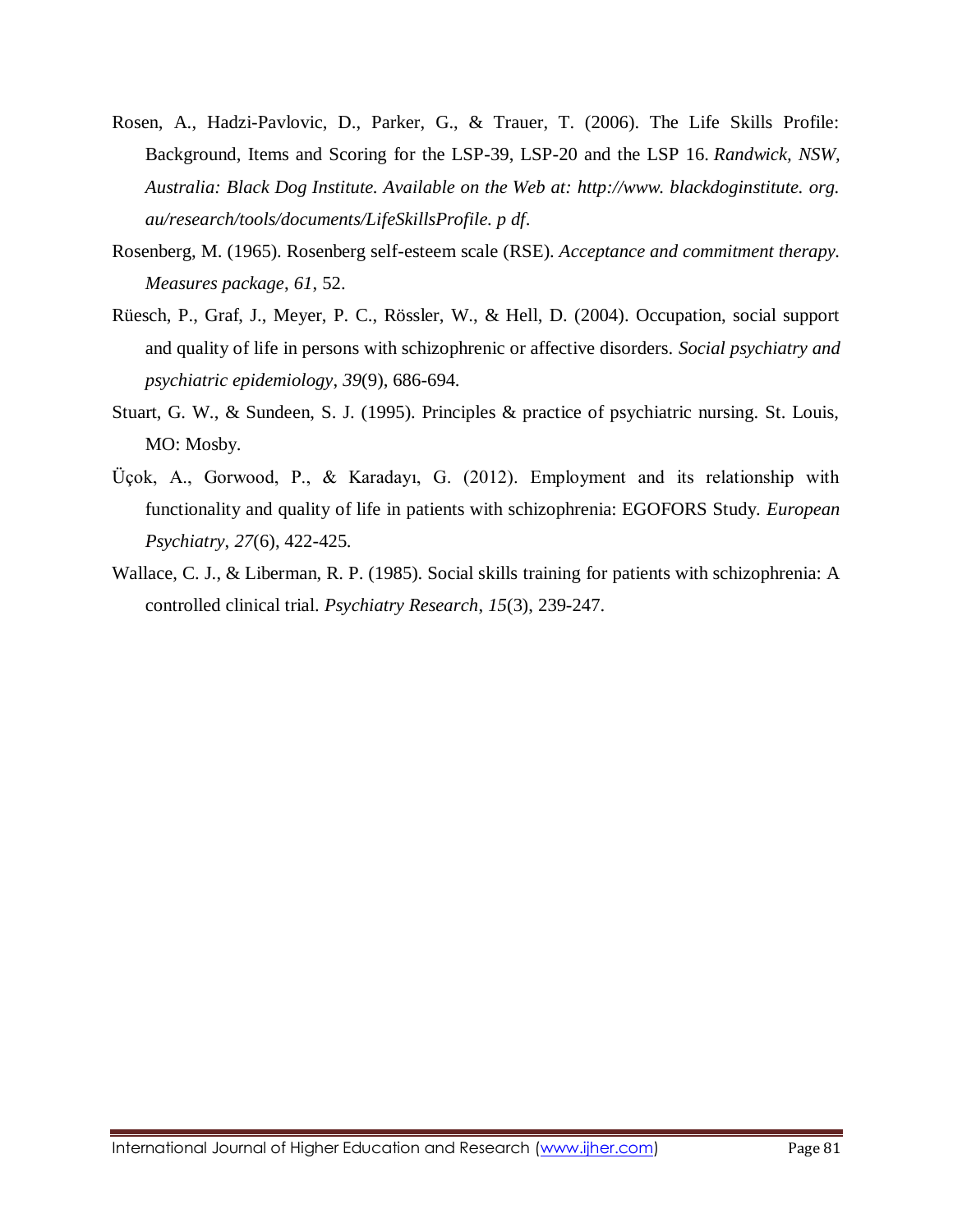Rosen, A., Hadzi-Pavlovic, D., Parker, G., & Trauer, T. (2006). The Life Skills Profile: Background, Items and Scoring for the LSP-39, LSP-20 and the LSP 16. *Randwick, NSW, Australia: Black Dog Institute. Available on the Web at: http://www. blackdoginstitute. org. au/research/tools/documents/LifeSkillsProfile. p df*.

Rosenberg, M. (1965). Rosenberg self-esteem scale (RSE). *Acceptance and commitment therapy. Measures package*, *61*, 52.

Rüesch, P., Graf, J., Meyer, P. C., Rössler, W., & Hell, D. (2004). Occupation, social support and quality of life in persons with schizophrenic or affective disorders. *Social psychiatry and psychiatric epidemiology*, *39*(9), 686-694.

Stuart, G. W., & Sundeen, S. J. (1995). Principles & practice of psychiatric nursing. St. Louis, MO: Mosby.

Üçok, A., Gorwood, P., & Karadayı, G. (2012). Employment and its relationship with functionality and quality of life in patients with schizophrenia: EGOFORS Study. *European Psychiatry*, *27*(6), 422-425.

Wallace, C. J., & Liberman, R. P. (1985). Social skills training for patients with schizophrenia: A controlled clinical trial. *Psychiatry Research*, *15*(3), 239-247.